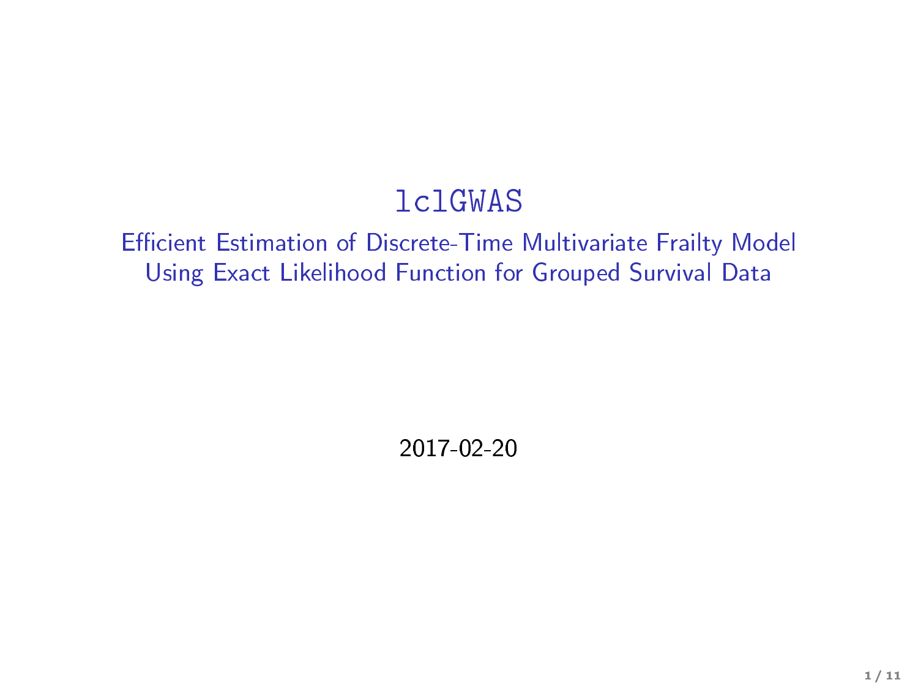# lclGWAS

## Efficient Estimation of Discrete-Time Multivariate Frailty Model Using Exact Likelihood Function for Grouped Survival Data

2017-02-20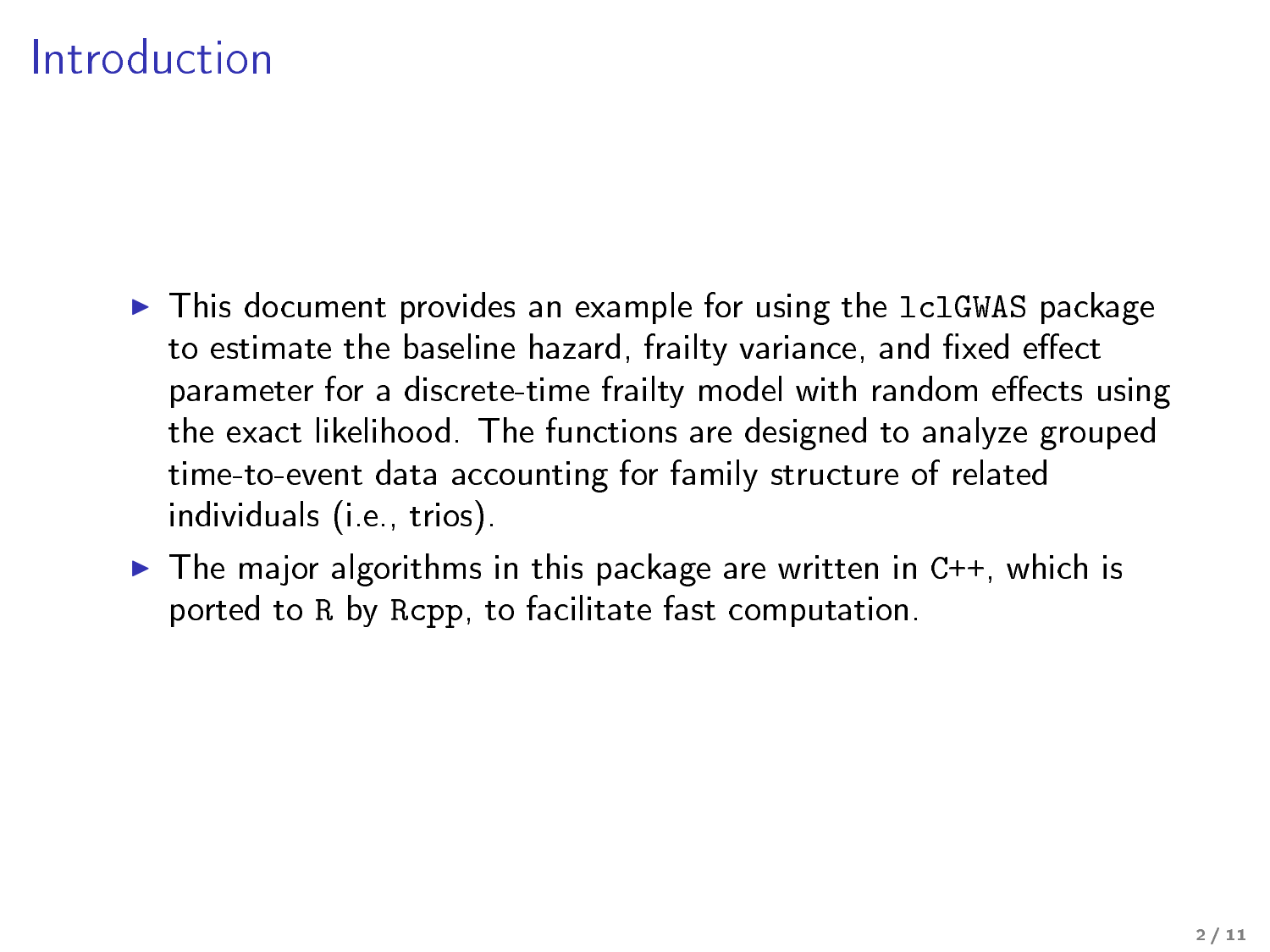# Introduction

- This document provides an example for using the `lclGWAS` package to estimate the baseline hazard, frailty variance, and fixed effect parameter for a discrete-time frailty model with random effects using the exact likelihood. The functions are designed to analyze grouped time-to-event data accounting for family structure of related individuals (i.e., trios).
- The major algorithms in this package are written in `C++`, which is ported to `R` by `Rcpp`, to facilitate fast computation.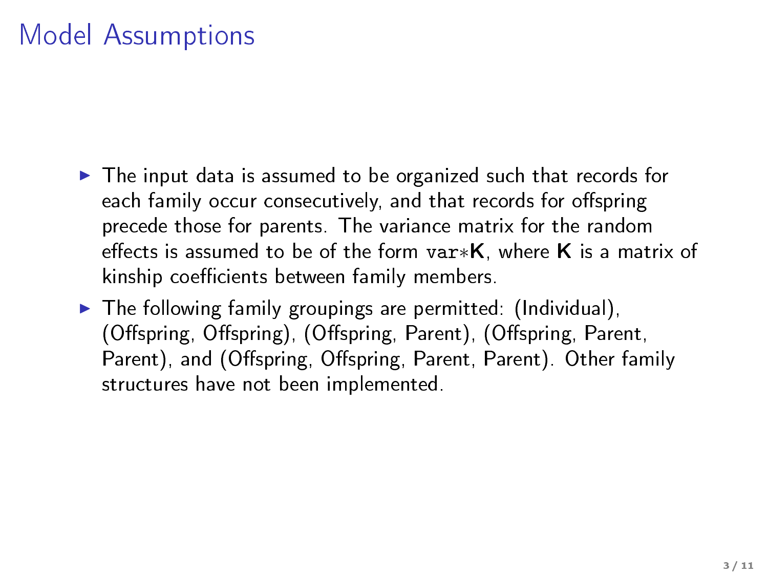# Model Assumptions

- The input data is assumed to be organized such that records for each family occur consecutively, and that records for offspring precede those for parents. The variance matrix for the random effects is assumed to be of the form `var`$*\mathbf{K}$, where $\mathbf{K}$ is a matrix of kinship coefficients between family members.
- The following family groupings are permitted: (Individual), (Offspring, Offspring), (Offspring, Parent), (Offspring, Parent, Parent), and (Offspring, Offspring, Parent, Parent). Other family structures have not been implemented.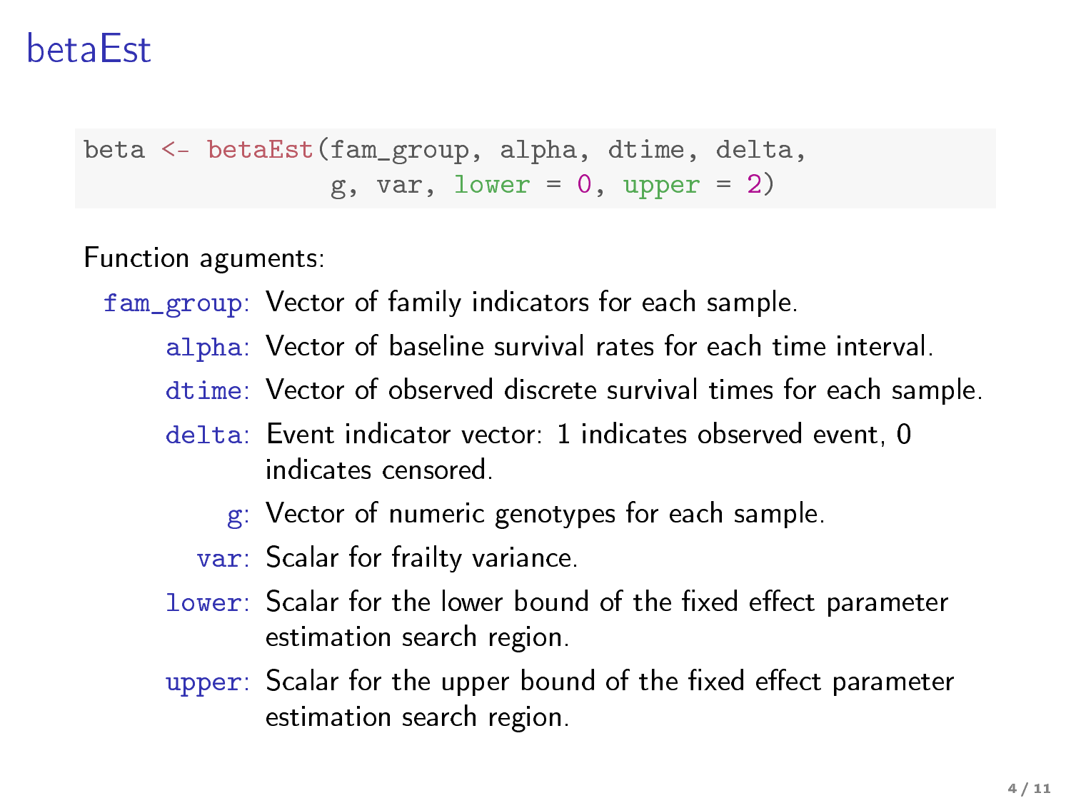# betaEst

```
beta <- betaEst(fam_group, alpha, dtime, delta,
                g, var, lower = 0, upper = 2)
```

Function aguments:

- `fam_group`: Vector of family indicators for each sample.
- `alpha`: Vector of baseline survival rates for each time interval.
- `dtime`: Vector of observed discrete survival times for each sample.
- `delta`: Event indicator vector: 1 indicates observed event, 0 indicates censored.
- `g`: Vector of numeric genotypes for each sample.
- `var`: Scalar for frailty variance.
- `lower`: Scalar for the lower bound of the fixed effect parameter estimation search region.
- `upper`: Scalar for the upper bound of the fixed effect parameter estimation search region.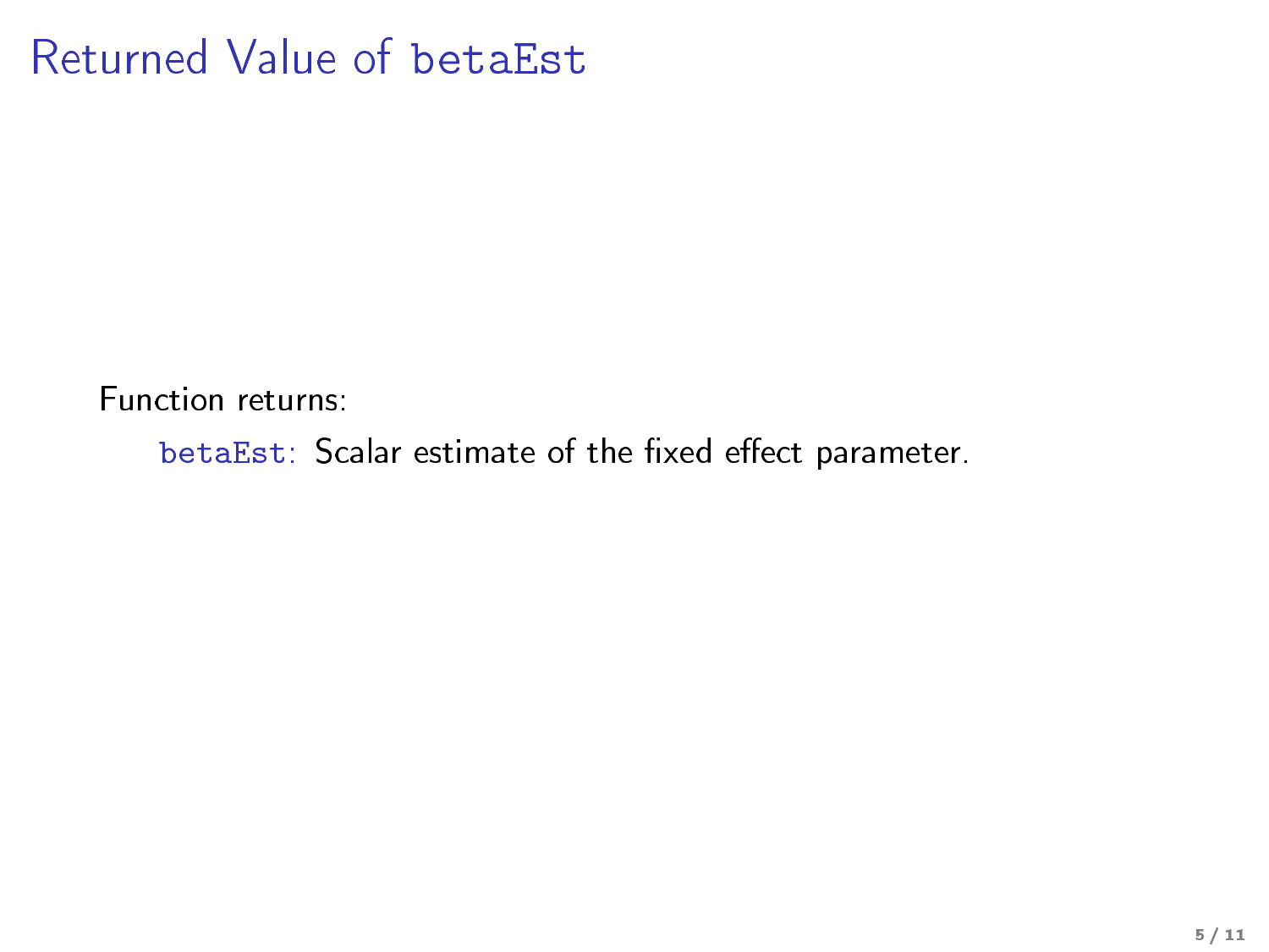# Returned Value of `betaEst`

Function returns:

`betaEst`: Scalar estimate of the fixed effect parameter.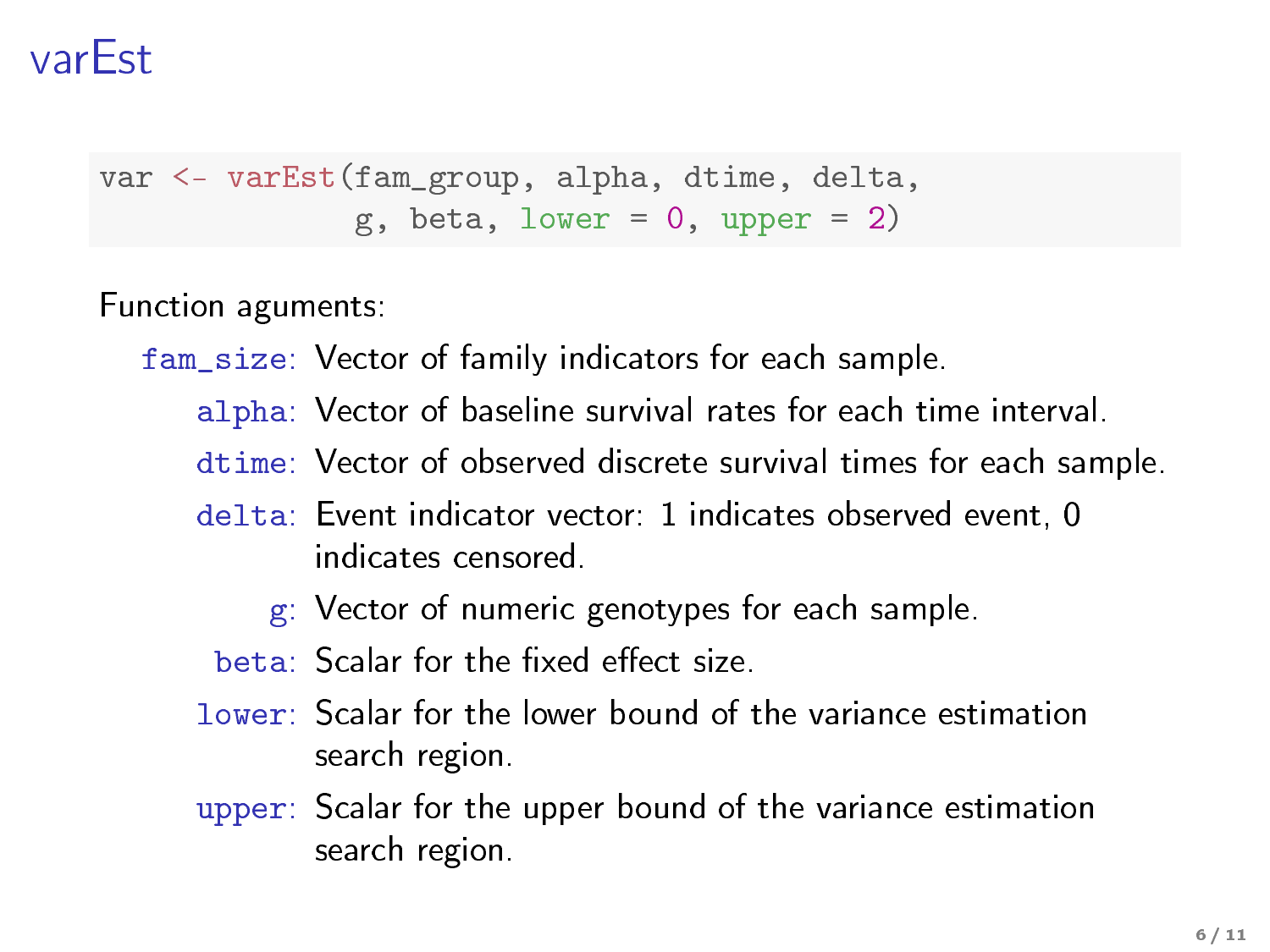# varEst

```
var <- varEst(fam_group, alpha, dtime, delta,
              g, beta, lower = 0, upper = 2)
```

Function aguments:

- `fam_size`: Vector of family indicators for each sample.
- `alpha`: Vector of baseline survival rates for each time interval.
- `dtime`: Vector of observed discrete survival times for each sample.
- `delta`: Event indicator vector: 1 indicates observed event, 0 indicates censored.
- `g`: Vector of numeric genotypes for each sample.
- `beta`: Scalar for the fixed effect size.
- `lower`: Scalar for the lower bound of the variance estimation search region.
- `upper`: Scalar for the upper bound of the variance estimation search region.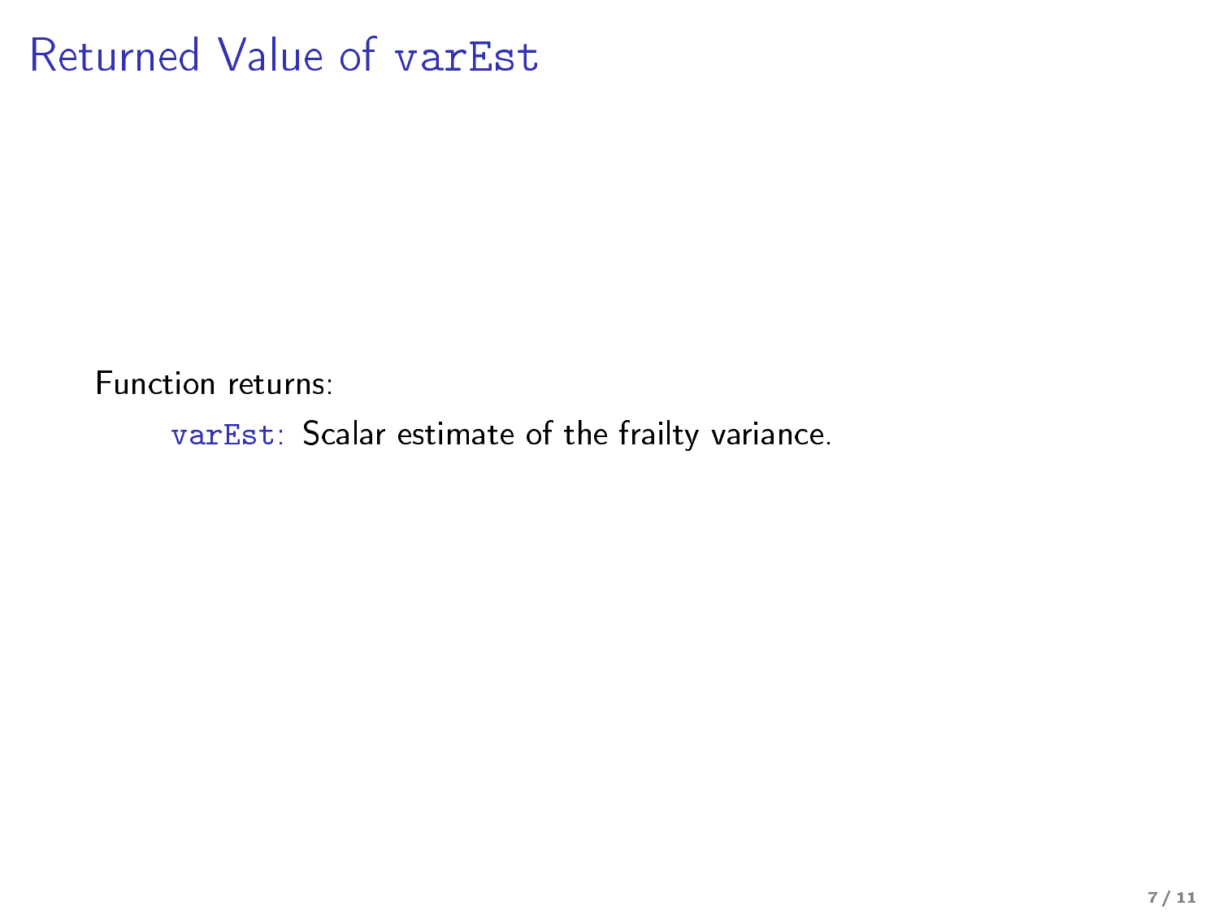# Returned Value of `varEst`

Function returns:

`varEst`: Scalar estimate of the frailty variance.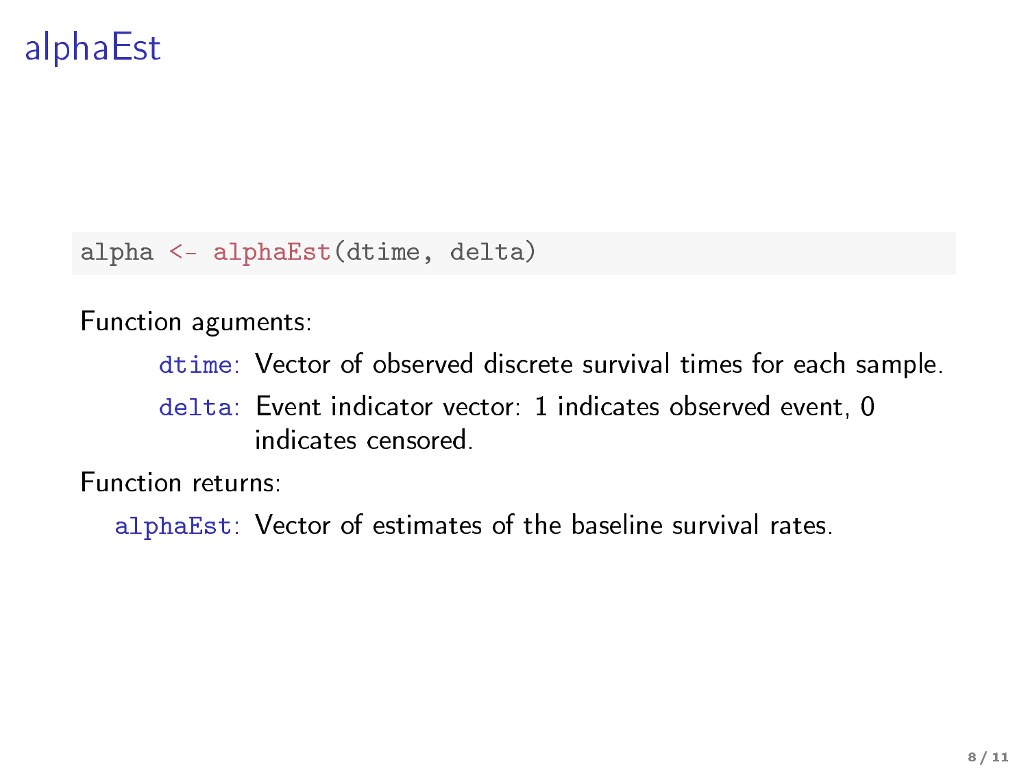# alphaEst

```
alpha <- alphaEst(dtime, delta)
```

Function aguments:

- `dtime`: Vector of observed discrete survival times for each sample.
- `delta`: Event indicator vector: 1 indicates observed event, 0 indicates censored.

Function returns:

- `alphaEst`: Vector of estimates of the baseline survival rates.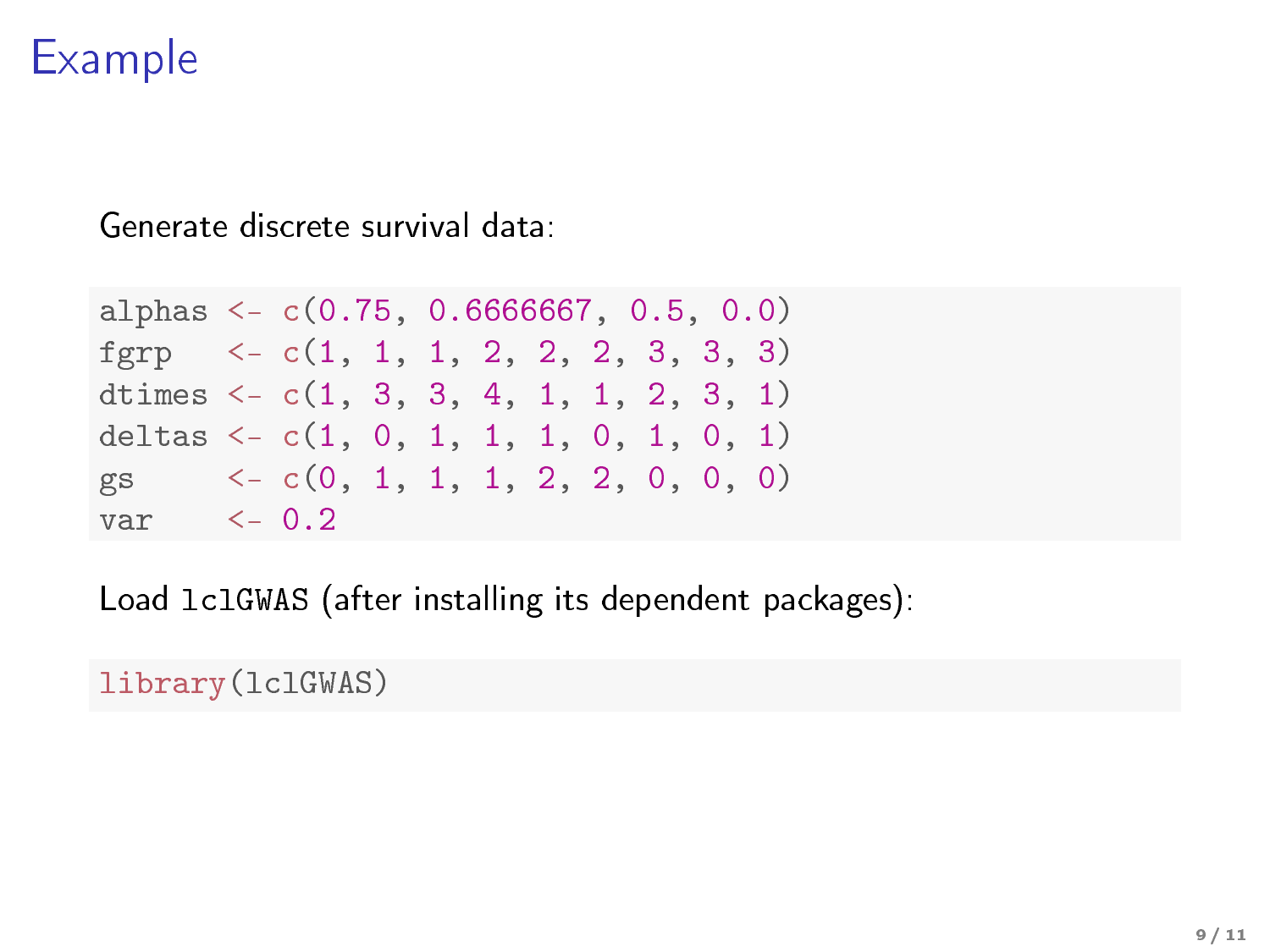# Example

Generate discrete survival data:

```
alphas <- c(0.75, 0.6666667, 0.5, 0.0)
fgrp   <- c(1, 1, 1, 2, 2, 2, 3, 3, 3)
dtimes <- c(1, 3, 3, 4, 1, 1, 2, 3, 1)
deltas <- c(1, 0, 1, 1, 1, 0, 1, 0, 1)
gs     <- c(0, 1, 1, 1, 2, 2, 0, 0, 0)
var    <- 0.2
```

Load `lclGWAS` (after installing its dependent packages):

```
library(lclGWAS)
```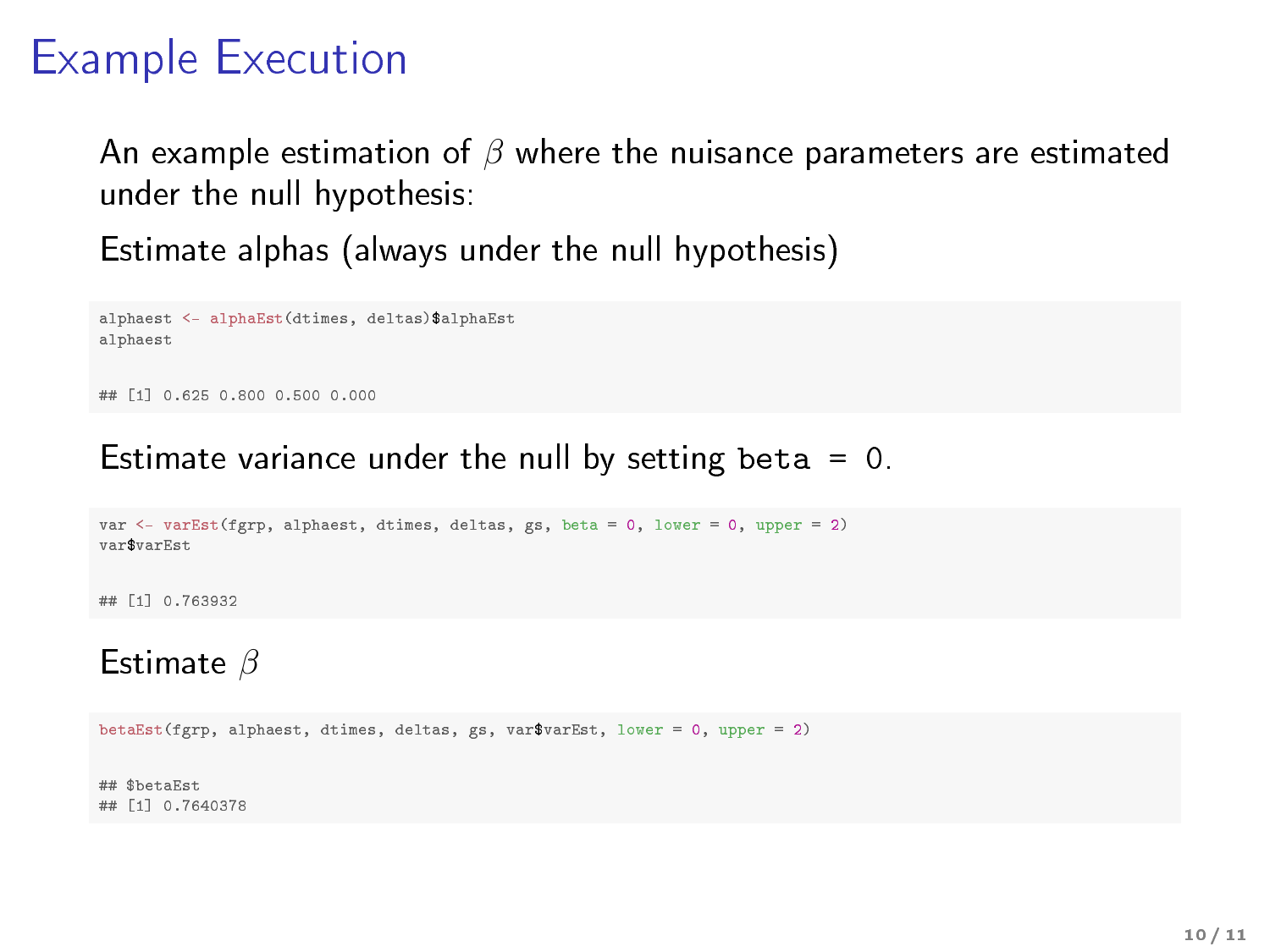# Example Execution

An example estimation of $\beta$ where the nuisance parameters are estimated under the null hypothesis:

Estimate alphas (always under the null hypothesis)

```
alphaest <- alphaEst(dtimes, deltas)$alphaEst
alphaest

## [1] 0.625 0.800 0.500 0.000
```

Estimate variance under the null by setting `beta = 0`.

```
var <- varEst(fgrp, alphaest, dtimes, deltas, gs, beta = 0, lower = 0, upper = 2)
var$varEst

## [1] 0.763932
```

Estimate $\beta$

```
betaEst(fgrp, alphaest, dtimes, deltas, gs, var$varEst, lower = 0, upper = 2)

## $betaEst
## [1] 0.7640378
```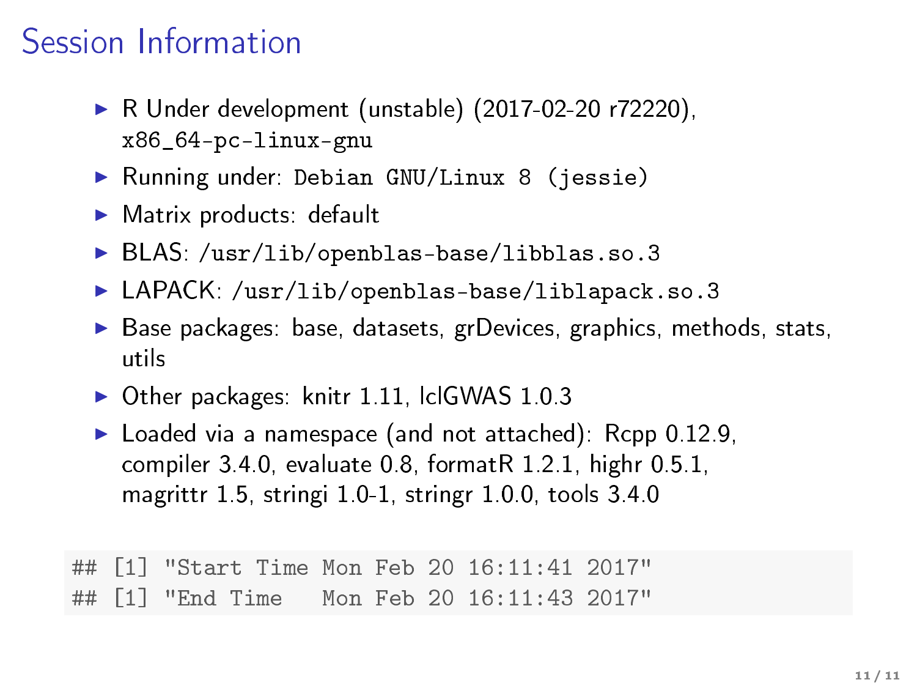# Session Information

- R Under development (unstable) (2017-02-20 r72220), `x86_64-pc-linux-gnu`
- Running under: `Debian GNU/Linux 8 (jessie)`
- Matrix products: default
- BLAS: `/usr/lib/openblas-base/libblas.so.3`
- LAPACK: `/usr/lib/openblas-base/liblapack.so.3`
- Base packages: base, datasets, grDevices, graphics, methods, stats, utils
- Other packages: knitr 1.11, lclGWAS 1.0.3
- Loaded via a namespace (and not attached): Rcpp 0.12.9, compiler 3.4.0, evaluate 0.8, formatR 1.2.1, highr 0.5.1, magrittr 1.5, stringi 1.0-1, stringr 1.0.0, tools 3.4.0

```
## [1] "Start Time Mon Feb 20 16:11:41 2017"
## [1] "End Time   Mon Feb 20 16:11:43 2017"
```